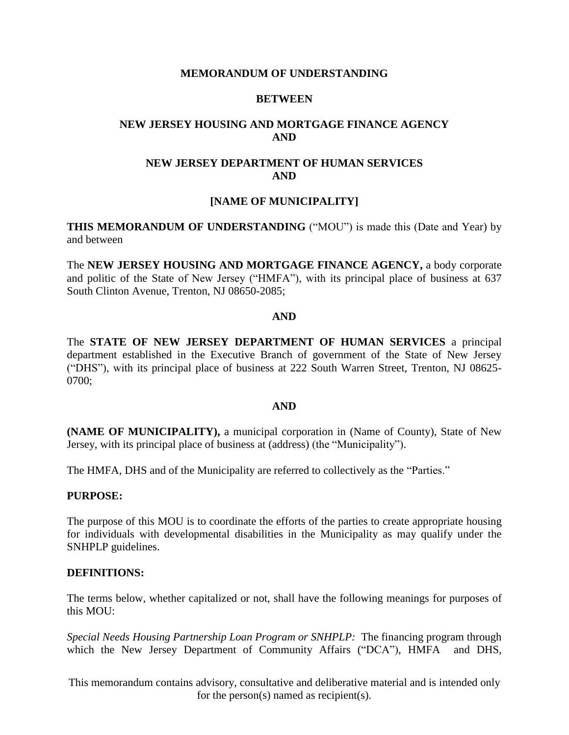**MEMORANDUM OF UNDERSTANDING**

**BETWEEN**

**NEW JERSEY HOUSING AND MORTGAGE FINANCE AGENCY AND**

**NEW JERSEY DEPARTMENT OF HUMAN SERVICES AND**

**[NAME OF MUNICIPALITY]**

**THIS MEMORANDUM OF UNDERSTANDING** ("MOU") is made this (Date and Year) by and between

The **NEW JERSEY HOUSING AND MORTGAGE FINANCE AGENCY,** a body corporate and politic of the State of New Jersey ("HMFA"), with its principal place of business at 637 South Clinton Avenue, Trenton, NJ 08650-2085;

**AND**

The **STATE OF NEW JERSEY DEPARTMENT OF HUMAN SERVICES** a principal department established in the Executive Branch of government of the State of New Jersey ("DHS"), with its principal place of business at 222 South Warren Street, Trenton, NJ 08625-0700;

**AND**

**(NAME OF MUNICIPALITY),** a municipal corporation in (Name of County), State of New Jersey, with its principal place of business at (address) (the "Municipality").

The HMFA, DHS and of the Municipality are referred to collectively as the "Parties."

**PURPOSE:**

The purpose of this MOU is to coordinate the efforts of the parties to create appropriate housing for individuals with developmental disabilities in the Municipality as may qualify under the SNHPLP guidelines.

**DEFINITIONS:**

The terms below, whether capitalized or not, shall have the following meanings for purposes of this MOU:

*Special Needs Housing Partnership Loan Program or SNHPLP:* The financing program through which the New Jersey Department of Community Affairs ("DCA"), HMFA and DHS,

This memorandum contains advisory, consultative and deliberative material and is intended only for the person(s) named as recipient(s).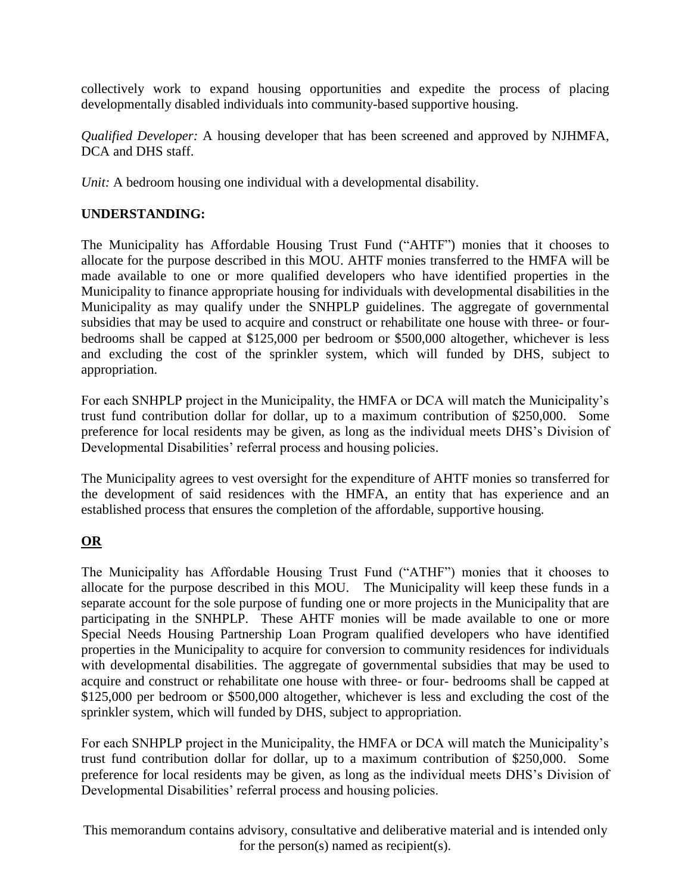collectively work to expand housing opportunities and expedite the process of placing developmentally disabled individuals into community-based supportive housing.

*Qualified Developer:* A housing developer that has been screened and approved by NJHMFA, DCA and DHS staff.

*Unit:* A bedroom housing one individual with a developmental disability.

**UNDERSTANDING:**

The Municipality has Affordable Housing Trust Fund ("AHTF") monies that it chooses to allocate for the purpose described in this MOU. AHTF monies transferred to the HMFA will be made available to one or more qualified developers who have identified properties in the Municipality to finance appropriate housing for individuals with developmental disabilities in the Municipality as may qualify under the SNHPLP guidelines. The aggregate of governmental subsidies that may be used to acquire and construct or rehabilitate one house with three- or four-bedrooms shall be capped at $125,000 per bedroom or $500,000 altogether, whichever is less and excluding the cost of the sprinkler system, which will funded by DHS, subject to appropriation.

For each SNHPLP project in the Municipality, the HMFA or DCA will match the Municipality's trust fund contribution dollar for dollar, up to a maximum contribution of $250,000. Some preference for local residents may be given, as long as the individual meets DHS's Division of Developmental Disabilities' referral process and housing policies.

The Municipality agrees to vest oversight for the expenditure of AHTF monies so transferred for the development of said residences with the HMFA, an entity that has experience and an established process that ensures the completion of the affordable, supportive housing.

<u>**OR**</u>

The Municipality has Affordable Housing Trust Fund ("ATHF") monies that it chooses to allocate for the purpose described in this MOU. The Municipality will keep these funds in a separate account for the sole purpose of funding one or more projects in the Municipality that are participating in the SNHPLP. These AHTF monies will be made available to one or more Special Needs Housing Partnership Loan Program qualified developers who have identified properties in the Municipality to acquire for conversion to community residences for individuals with developmental disabilities. The aggregate of governmental subsidies that may be used to acquire and construct or rehabilitate one house with three- or four- bedrooms shall be capped at $125,000 per bedroom or $500,000 altogether, whichever is less and excluding the cost of the sprinkler system, which will funded by DHS, subject to appropriation.

For each SNHPLP project in the Municipality, the HMFA or DCA will match the Municipality's trust fund contribution dollar for dollar, up to a maximum contribution of $250,000. Some preference for local residents may be given, as long as the individual meets DHS's Division of Developmental Disabilities' referral process and housing policies.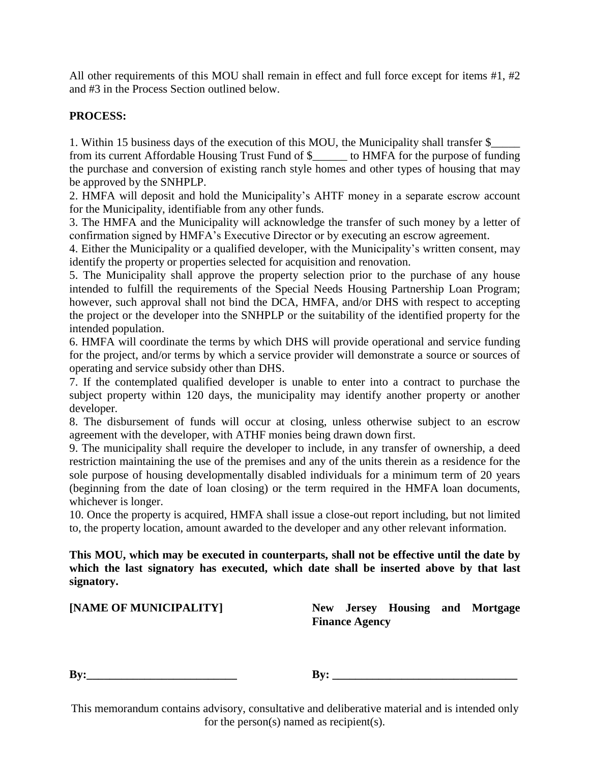All other requirements of this MOU shall remain in effect and full force except for items #1, #2 and #3 in the Process Section outlined below.

**PROCESS:**

1. Within 15 business days of the execution of this MOU, the Municipality shall transfer $_____ from its current Affordable Housing Trust Fund of $______ to HMFA for the purpose of funding the purchase and conversion of existing ranch style homes and other types of housing that may be approved by the SNHPLP.
2. HMFA will deposit and hold the Municipality's AHTF money in a separate escrow account for the Municipality, identifiable from any other funds.
3. The HMFA and the Municipality will acknowledge the transfer of such money by a letter of confirmation signed by HMFA's Executive Director or by executing an escrow agreement.
4. Either the Municipality or a qualified developer, with the Municipality's written consent, may identify the property or properties selected for acquisition and renovation.
5. The Municipality shall approve the property selection prior to the purchase of any house intended to fulfill the requirements of the Special Needs Housing Partnership Loan Program; however, such approval shall not bind the DCA, HMFA, and/or DHS with respect to accepting the project or the developer into the SNHPLP or the suitability of the identified property for the intended population.
6. HMFA will coordinate the terms by which DHS will provide operational and service funding for the project, and/or terms by which a service provider will demonstrate a source or sources of operating and service subsidy other than DHS.
7. If the contemplated qualified developer is unable to enter into a contract to purchase the subject property within 120 days, the municipality may identify another property or another developer.
8. The disbursement of funds will occur at closing, unless otherwise subject to an escrow agreement with the developer, with ATHF monies being drawn down first.
9. The municipality shall require the developer to include, in any transfer of ownership, a deed restriction maintaining the use of the premises and any of the units therein as a residence for the sole purpose of housing developmentally disabled individuals for a minimum term of 20 years (beginning from the date of loan closing) or the term required in the HMFA loan documents, whichever is longer.
10. Once the property is acquired, HMFA shall issue a close-out report including, but not limited to, the property location, amount awarded to the developer and any other relevant information.

**This MOU, which may be executed in counterparts, shall not be effective until the date by which the last signatory has executed, which date shall be inserted above by that last signatory.**

| **[NAME OF MUNICIPALITY]** | **New Jersey Housing and Mortgage Finance Agency** |
|---|---|
| **By:__________________________** | **By: ________________________________** |

This memorandum contains advisory, consultative and deliberative material and is intended only for the person(s) named as recipient(s).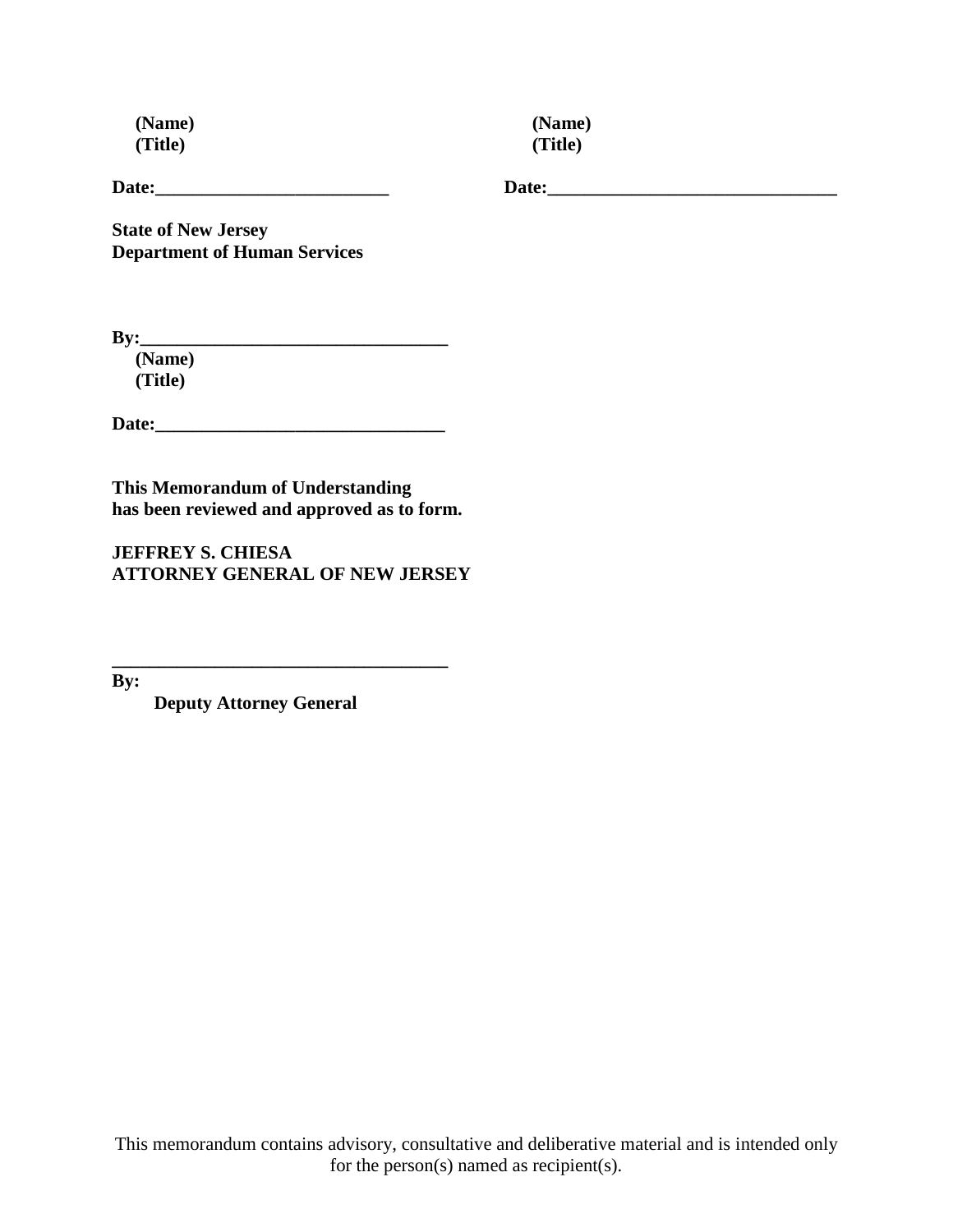**(Name)**
**(Title)**

**Date:_________________________**

**(Name)**
**(Title)**

**Date:_______________________________**

**State of New Jersey**
**Department of Human Services**

**By:_________________________________**
**(Name)**
**(Title)**

**Date:_______________________________**

**This Memorandum of Understanding has been reviewed and approved as to form.**

**JEFFREY S. CHIESA**
**ATTORNEY GENERAL OF NEW JERSEY**

**____________________________________**
**By:**
**Deputy Attorney General**

This memorandum contains advisory, consultative and deliberative material and is intended only for the person(s) named as recipient(s).